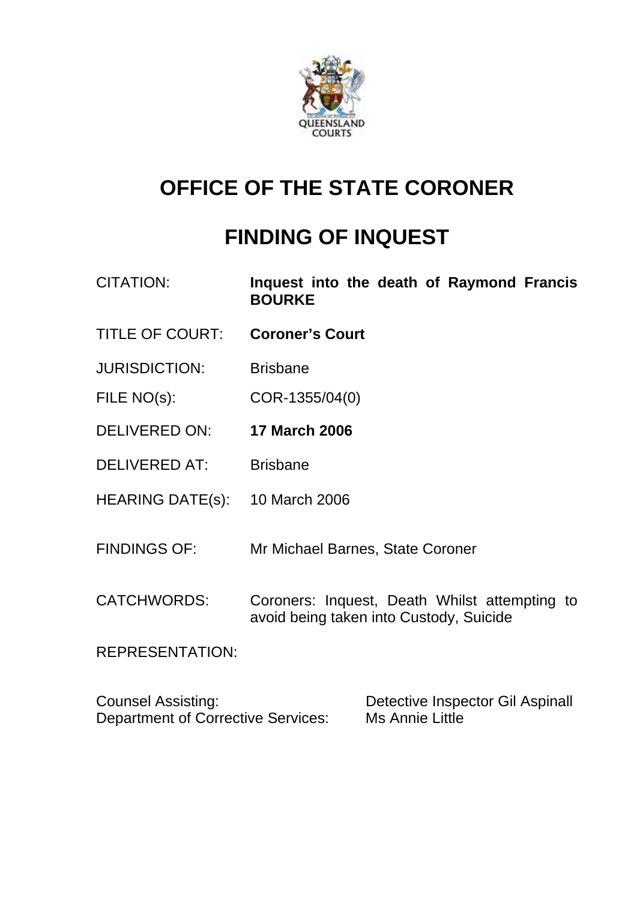QUEENSLAND COURTS

# OFFICE OF THE STATE CORONER

# FINDING OF INQUEST

| | |
|---|---|
| CITATION: | **Inquest into the death of Raymond Francis BOURKE** |
| TITLE OF COURT: | **Coroner's Court** |
| JURISDICTION: | Brisbane |
| FILE NO(s): | COR-1355/04(0) |
| DELIVERED ON: | **17 March 2006** |
| DELIVERED AT: | Brisbane |
| HEARING DATE(s): | 10 March 2006 |
| FINDINGS OF: | Mr Michael Barnes, State Coroner |
| CATCHWORDS: | Coroners: Inquest, Death Whilst attempting to avoid being taken into Custody, Suicide |

REPRESENTATION:

| | |
|---|---|
| Counsel Assisting: | Detective Inspector Gil Aspinall |
| Department of Corrective Services: | Ms Annie Little |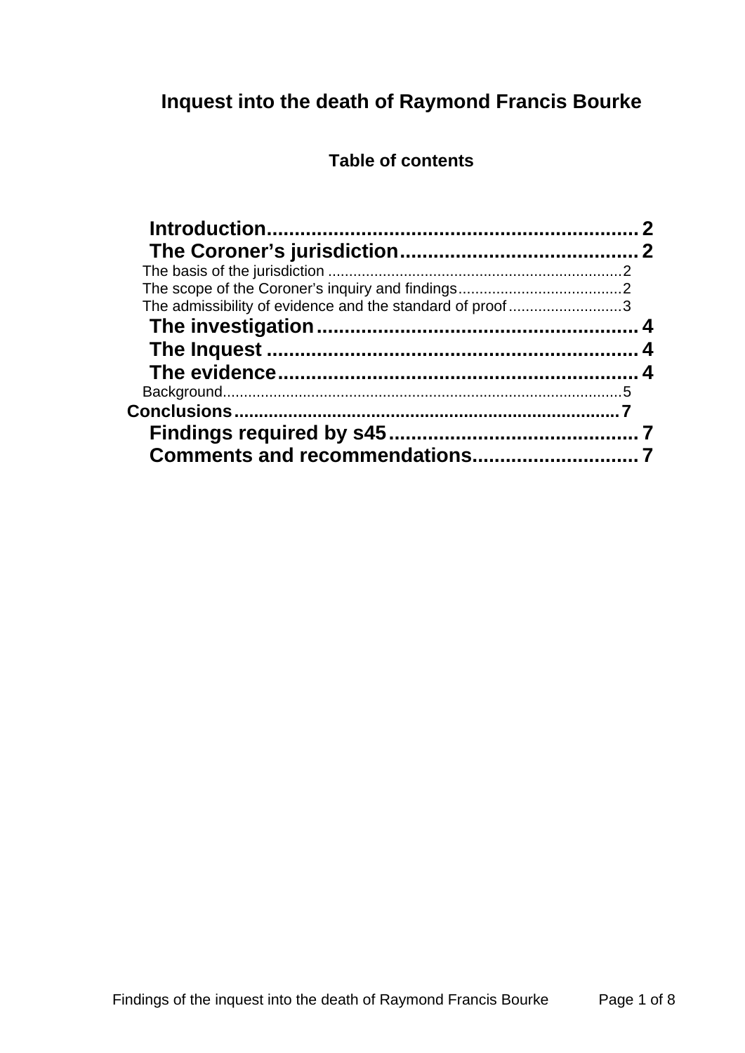# Inquest into the death of Raymond Francis Bourke

## Table of contents

Introduction .................................................................... 2
The Coroner's jurisdiction ........................................... 2
The basis of the jurisdiction ..................................................................... 2
The scope of the Coroner's inquiry and findings ..................................... 2
The admissibility of evidence and the standard of proof ........................... 3
The investigation .......................................................... 4
The Inquest .................................................................... 4
The evidence .................................................................. 4
Background ............................................................................................... 5
Conclusions ............................................................................................ 7
Findings required by s45 ............................................. 7
Comments and recommendations .............................. 7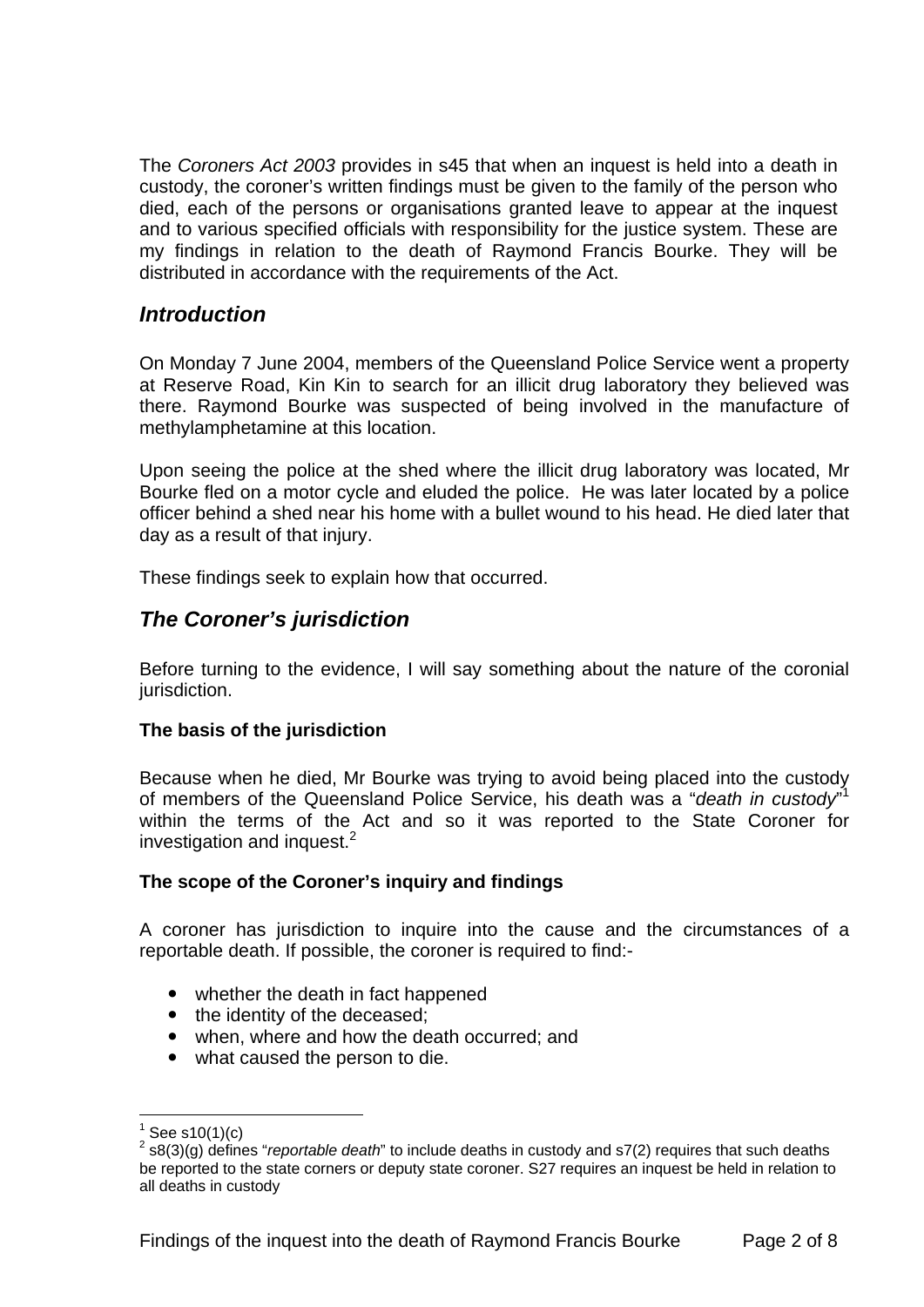The *Coroners Act 2003* provides in s45 that when an inquest is held into a death in custody, the coroner's written findings must be given to the family of the person who died, each of the persons or organisations granted leave to appear at the inquest and to various specified officials with responsibility for the justice system. These are my findings in relation to the death of Raymond Francis Bourke. They will be distributed in accordance with the requirements of the Act.

## *Introduction*

On Monday 7 June 2004, members of the Queensland Police Service went a property at Reserve Road, Kin Kin to search for an illicit drug laboratory they believed was there. Raymond Bourke was suspected of being involved in the manufacture of methylamphetamine at this location.

Upon seeing the police at the shed where the illicit drug laboratory was located, Mr Bourke fled on a motor cycle and eluded the police. He was later located by a police officer behind a shed near his home with a bullet wound to his head. He died later that day as a result of that injury.

These findings seek to explain how that occurred.

## *The Coroner's jurisdiction*

Before turning to the evidence, I will say something about the nature of the coronial jurisdiction.

### The basis of the jurisdiction

Because when he died, Mr Bourke was trying to avoid being placed into the custody of members of the Queensland Police Service, his death was a "*death in custody*"[1] within the terms of the Act and so it was reported to the State Coroner for investigation and inquest.[2]

### The scope of the Coroner's inquiry and findings

A coroner has jurisdiction to inquire into the cause and the circumstances of a reportable death. If possible, the coroner is required to find:-

- whether the death in fact happened
- the identity of the deceased;
- when, where and how the death occurred; and
- what caused the person to die.

[1] See s10(1)(c)

[2] s8(3)(g) defines "*reportable death*" to include deaths in custody and s7(2) requires that such deaths be reported to the state corners or deputy state coroner. S27 requires an inquest be held in relation to all deaths in custody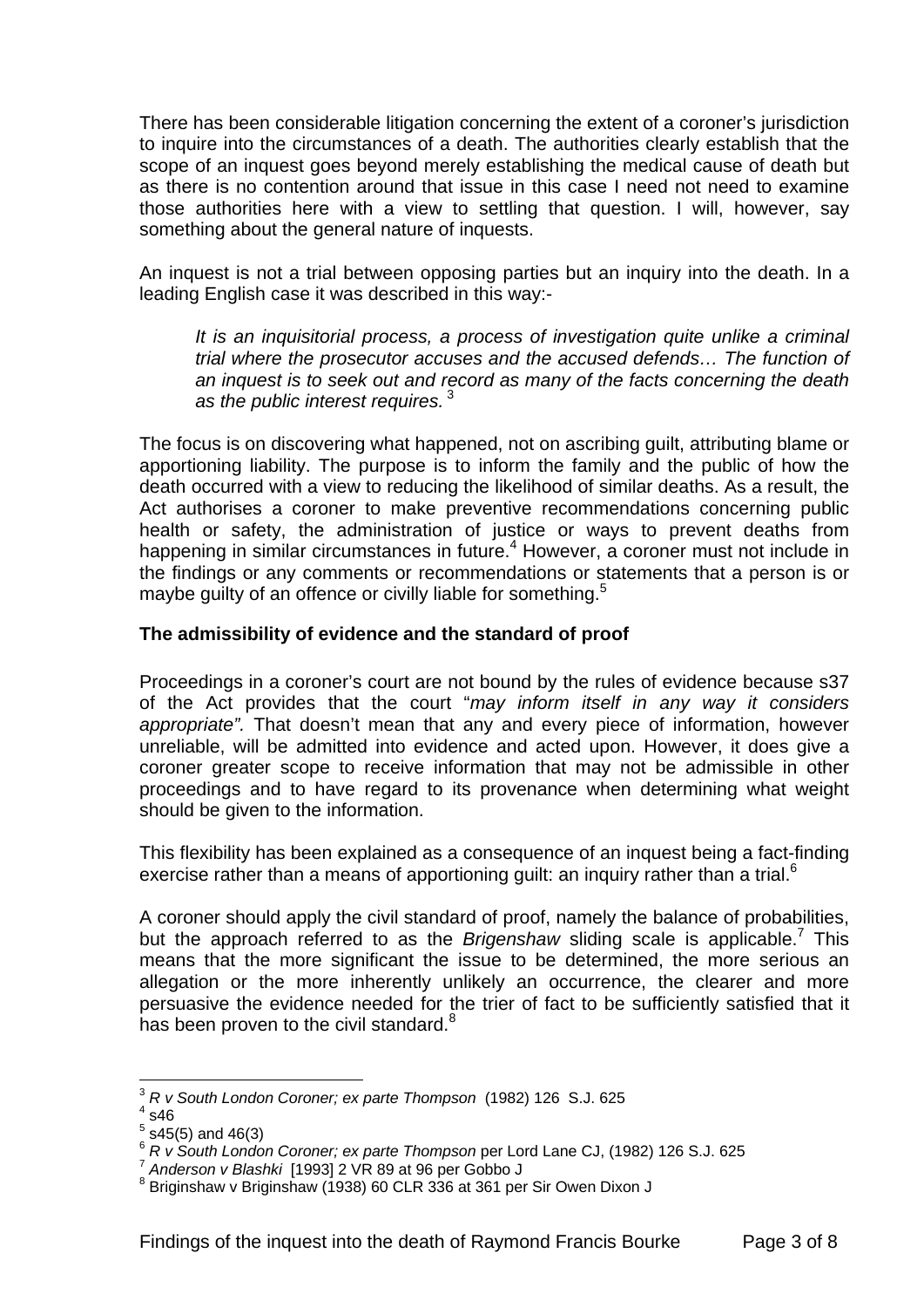There has been considerable litigation concerning the extent of a coroner's jurisdiction to inquire into the circumstances of a death. The authorities clearly establish that the scope of an inquest goes beyond merely establishing the medical cause of death but as there is no contention around that issue in this case I need not need to examine those authorities here with a view to settling that question. I will, however, say something about the general nature of inquests.

An inquest is not a trial between opposing parties but an inquiry into the death. In a leading English case it was described in this way:-

> *It is an inquisitorial process, a process of investigation quite unlike a criminal trial where the prosecutor accuses and the accused defends… The function of an inquest is to seek out and record as many of the facts concerning the death as the public interest requires.* [3]

The focus is on discovering what happened, not on ascribing guilt, attributing blame or apportioning liability. The purpose is to inform the family and the public of how the death occurred with a view to reducing the likelihood of similar deaths. As a result, the Act authorises a coroner to make preventive recommendations concerning public health or safety, the administration of justice or ways to prevent deaths from happening in similar circumstances in future.[4] However, a coroner must not include in the findings or any comments or recommendations or statements that a person is or maybe guilty of an offence or civilly liable for something.[5]

**The admissibility of evidence and the standard of proof**

Proceedings in a coroner's court are not bound by the rules of evidence because s37 of the Act provides that the court "*may inform itself in any way it considers appropriate".* That doesn't mean that any and every piece of information, however unreliable, will be admitted into evidence and acted upon. However, it does give a coroner greater scope to receive information that may not be admissible in other proceedings and to have regard to its provenance when determining what weight should be given to the information.

This flexibility has been explained as a consequence of an inquest being a fact-finding exercise rather than a means of apportioning guilt: an inquiry rather than a trial.[6]

A coroner should apply the civil standard of proof, namely the balance of probabilities, but the approach referred to as the *Brigenshaw* sliding scale is applicable.[7] This means that the more significant the issue to be determined, the more serious an allegation or the more inherently unlikely an occurrence, the clearer and more persuasive the evidence needed for the trier of fact to be sufficiently satisfied that it has been proven to the civil standard.[8]

---

[3] *R v South London Coroner; ex parte Thompson* (1982) 126 S.J. 625
[4] s46
[5] s45(5) and 46(3)
[6] *R v South London Coroner; ex parte Thompson* per Lord Lane CJ, (1982) 126 S.J. 625
[7] *Anderson v Blashki* [1993] 2 VR 89 at 96 per Gobbo J
[8] Briginshaw v Briginshaw (1938) 60 CLR 336 at 361 per Sir Owen Dixon J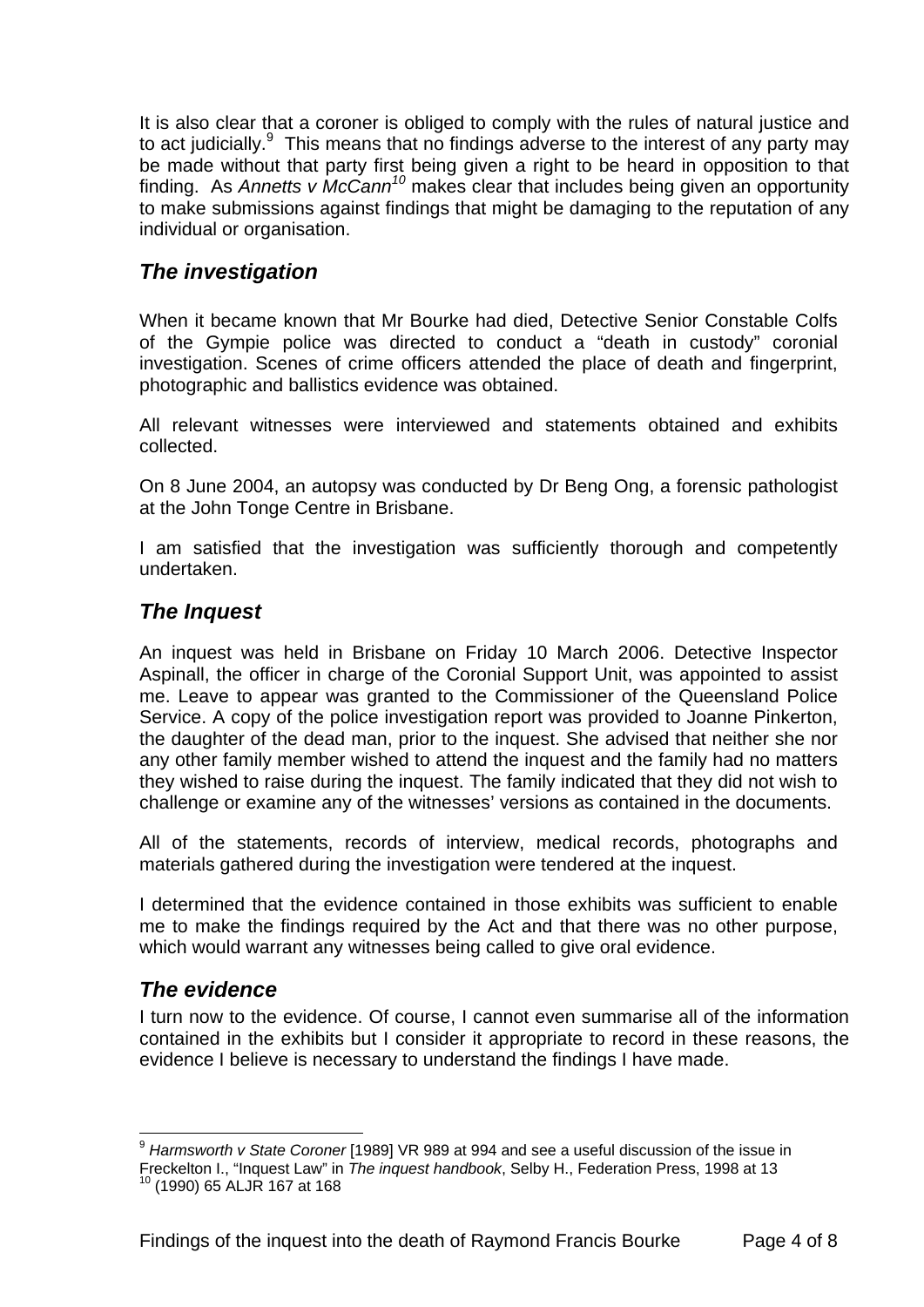It is also clear that a coroner is obliged to comply with the rules of natural justice and to act judicially.[9] This means that no findings adverse to the interest of any party may be made without that party first being given a right to be heard in opposition to that finding. As *Annetts v McCann*[10] makes clear that includes being given an opportunity to make submissions against findings that might be damaging to the reputation of any individual or organisation.

## *The investigation*

When it became known that Mr Bourke had died, Detective Senior Constable Colfs of the Gympie police was directed to conduct a "death in custody" coronial investigation. Scenes of crime officers attended the place of death and fingerprint, photographic and ballistics evidence was obtained.

All relevant witnesses were interviewed and statements obtained and exhibits collected.

On 8 June 2004, an autopsy was conducted by Dr Beng Ong, a forensic pathologist at the John Tonge Centre in Brisbane.

I am satisfied that the investigation was sufficiently thorough and competently undertaken.

## *The Inquest*

An inquest was held in Brisbane on Friday 10 March 2006. Detective Inspector Aspinall, the officer in charge of the Coronial Support Unit, was appointed to assist me. Leave to appear was granted to the Commissioner of the Queensland Police Service. A copy of the police investigation report was provided to Joanne Pinkerton, the daughter of the dead man, prior to the inquest. She advised that neither she nor any other family member wished to attend the inquest and the family had no matters they wished to raise during the inquest. The family indicated that they did not wish to challenge or examine any of the witnesses' versions as contained in the documents.

All of the statements, records of interview, medical records, photographs and materials gathered during the investigation were tendered at the inquest.

I determined that the evidence contained in those exhibits was sufficient to enable me to make the findings required by the Act and that there was no other purpose, which would warrant any witnesses being called to give oral evidence.

## *The evidence*

I turn now to the evidence. Of course, I cannot even summarise all of the information contained in the exhibits but I consider it appropriate to record in these reasons, the evidence I believe is necessary to understand the findings I have made.

---

[9] *Harmsworth v State Coroner* [1989] VR 989 at 994 and see a useful discussion of the issue in Freckelton I., "Inquest Law" in *The inquest handbook*, Selby H., Federation Press, 1998 at 13

[10] (1990) 65 ALJR 167 at 168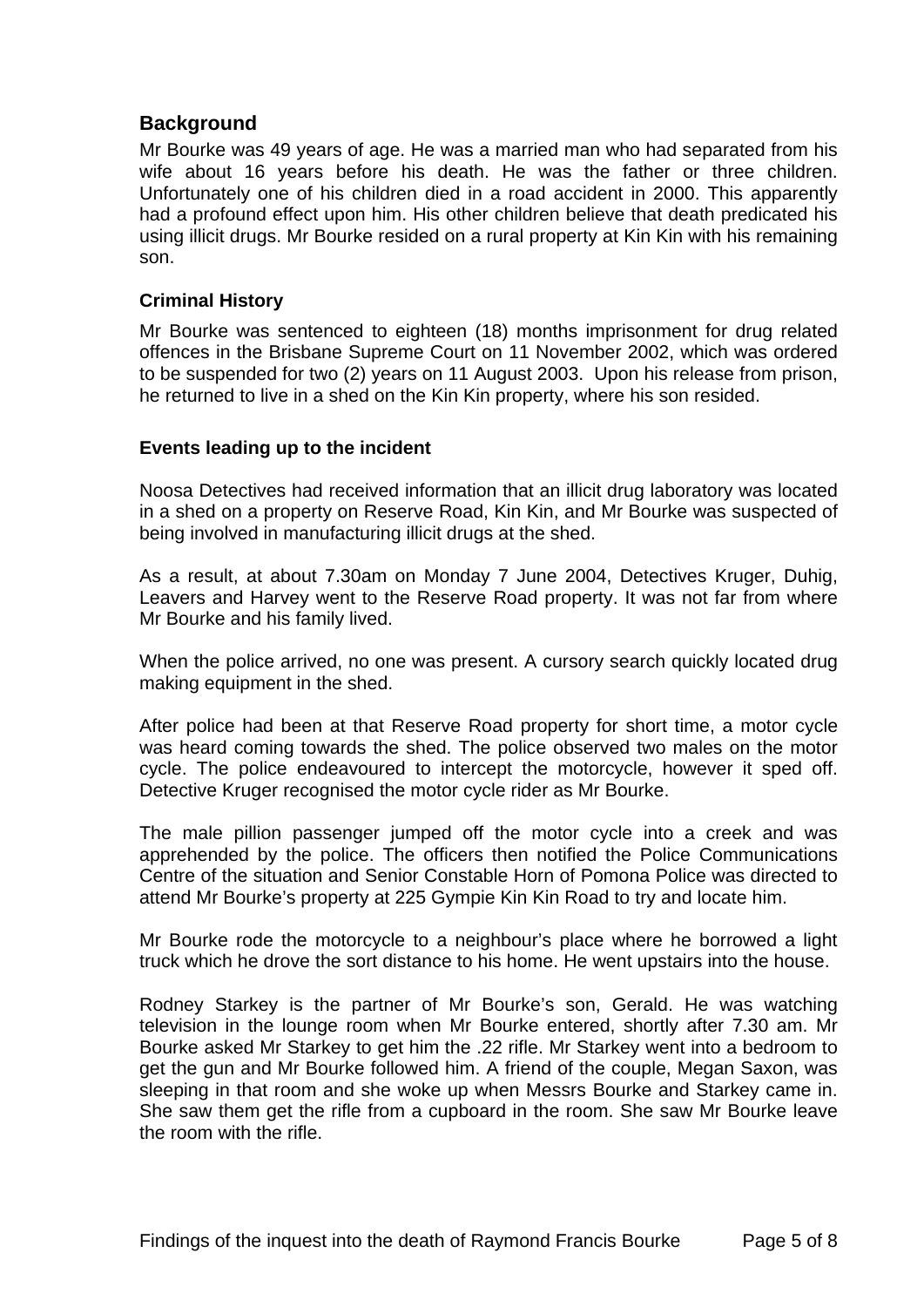## Background

Mr Bourke was 49 years of age. He was a married man who had separated from his wife about 16 years before his death. He was the father or three children. Unfortunately one of his children died in a road accident in 2000. This apparently had a profound effect upon him. His other children believe that death predicated his using illicit drugs. Mr Bourke resided on a rural property at Kin Kin with his remaining son.

### Criminal History

Mr Bourke was sentenced to eighteen (18) months imprisonment for drug related offences in the Brisbane Supreme Court on 11 November 2002, which was ordered to be suspended for two (2) years on 11 August 2003. Upon his release from prison, he returned to live in a shed on the Kin Kin property, where his son resided.

### Events leading up to the incident

Noosa Detectives had received information that an illicit drug laboratory was located in a shed on a property on Reserve Road, Kin Kin, and Mr Bourke was suspected of being involved in manufacturing illicit drugs at the shed.

As a result, at about 7.30am on Monday 7 June 2004, Detectives Kruger, Duhig, Leavers and Harvey went to the Reserve Road property. It was not far from where Mr Bourke and his family lived.

When the police arrived, no one was present. A cursory search quickly located drug making equipment in the shed.

After police had been at that Reserve Road property for short time, a motor cycle was heard coming towards the shed. The police observed two males on the motor cycle. The police endeavoured to intercept the motorcycle, however it sped off. Detective Kruger recognised the motor cycle rider as Mr Bourke.

The male pillion passenger jumped off the motor cycle into a creek and was apprehended by the police. The officers then notified the Police Communications Centre of the situation and Senior Constable Horn of Pomona Police was directed to attend Mr Bourke's property at 225 Gympie Kin Kin Road to try and locate him.

Mr Bourke rode the motorcycle to a neighbour's place where he borrowed a light truck which he drove the sort distance to his home. He went upstairs into the house.

Rodney Starkey is the partner of Mr Bourke's son, Gerald. He was watching television in the lounge room when Mr Bourke entered, shortly after 7.30 am. Mr Bourke asked Mr Starkey to get him the .22 rifle. Mr Starkey went into a bedroom to get the gun and Mr Bourke followed him. A friend of the couple, Megan Saxon, was sleeping in that room and she woke up when Messrs Bourke and Starkey came in. She saw them get the rifle from a cupboard in the room. She saw Mr Bourke leave the room with the rifle.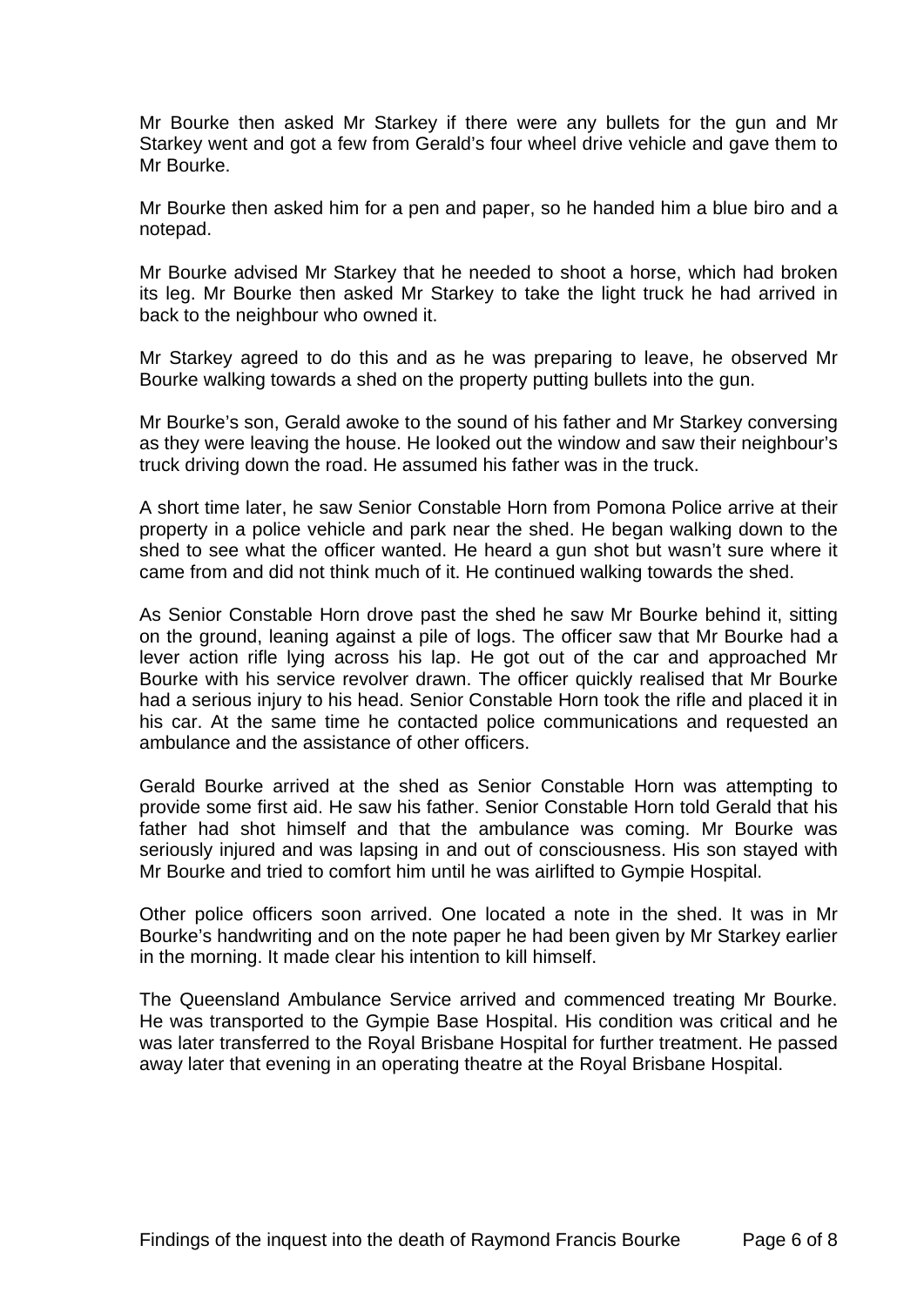Mr Bourke then asked Mr Starkey if there were any bullets for the gun and Mr Starkey went and got a few from Gerald's four wheel drive vehicle and gave them to Mr Bourke.

Mr Bourke then asked him for a pen and paper, so he handed him a blue biro and a notepad.

Mr Bourke advised Mr Starkey that he needed to shoot a horse, which had broken its leg. Mr Bourke then asked Mr Starkey to take the light truck he had arrived in back to the neighbour who owned it.

Mr Starkey agreed to do this and as he was preparing to leave, he observed Mr Bourke walking towards a shed on the property putting bullets into the gun.

Mr Bourke's son, Gerald awoke to the sound of his father and Mr Starkey conversing as they were leaving the house. He looked out the window and saw their neighbour's truck driving down the road. He assumed his father was in the truck.

A short time later, he saw Senior Constable Horn from Pomona Police arrive at their property in a police vehicle and park near the shed. He began walking down to the shed to see what the officer wanted. He heard a gun shot but wasn't sure where it came from and did not think much of it. He continued walking towards the shed.

As Senior Constable Horn drove past the shed he saw Mr Bourke behind it, sitting on the ground, leaning against a pile of logs. The officer saw that Mr Bourke had a lever action rifle lying across his lap. He got out of the car and approached Mr Bourke with his service revolver drawn. The officer quickly realised that Mr Bourke had a serious injury to his head. Senior Constable Horn took the rifle and placed it in his car. At the same time he contacted police communications and requested an ambulance and the assistance of other officers.

Gerald Bourke arrived at the shed as Senior Constable Horn was attempting to provide some first aid. He saw his father. Senior Constable Horn told Gerald that his father had shot himself and that the ambulance was coming. Mr Bourke was seriously injured and was lapsing in and out of consciousness. His son stayed with Mr Bourke and tried to comfort him until he was airlifted to Gympie Hospital.

Other police officers soon arrived. One located a note in the shed. It was in Mr Bourke's handwriting and on the note paper he had been given by Mr Starkey earlier in the morning. It made clear his intention to kill himself.

The Queensland Ambulance Service arrived and commenced treating Mr Bourke. He was transported to the Gympie Base Hospital. His condition was critical and he was later transferred to the Royal Brisbane Hospital for further treatment. He passed away later that evening in an operating theatre at the Royal Brisbane Hospital.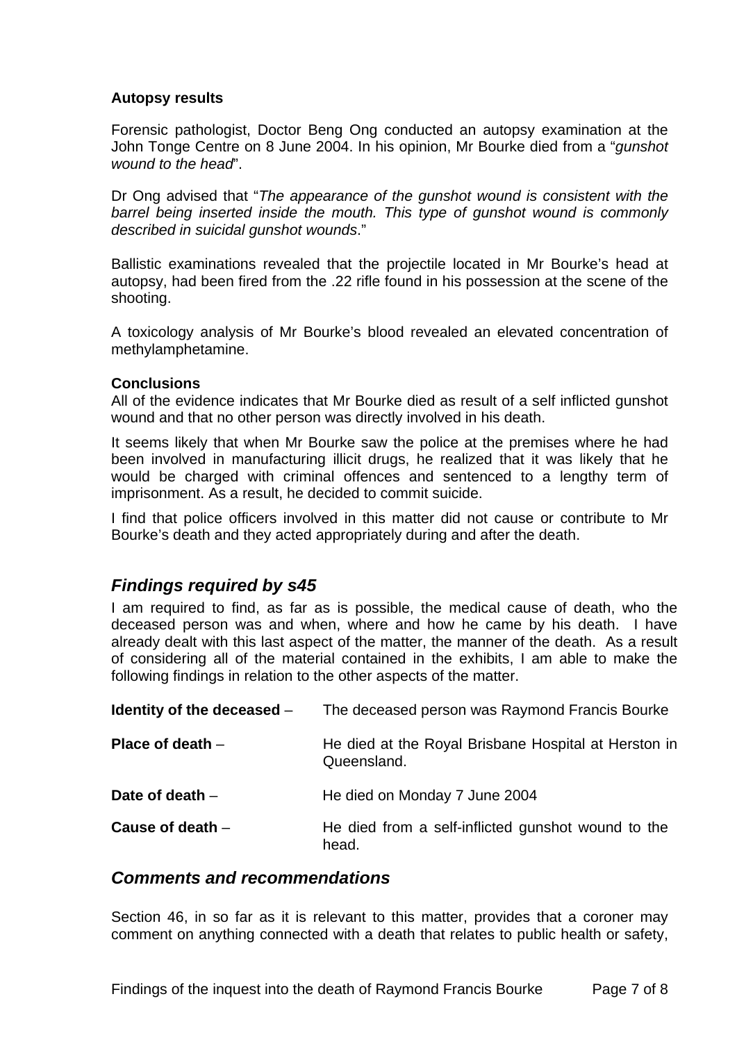**Autopsy results**

Forensic pathologist, Doctor Beng Ong conducted an autopsy examination at the John Tonge Centre on 8 June 2004. In his opinion, Mr Bourke died from a "*gunshot wound to the head*".

Dr Ong advised that "*The appearance of the gunshot wound is consistent with the barrel being inserted inside the mouth. This type of gunshot wound is commonly described in suicidal gunshot wounds*."

Ballistic examinations revealed that the projectile located in Mr Bourke's head at autopsy, had been fired from the .22 rifle found in his possession at the scene of the shooting.

A toxicology analysis of Mr Bourke's blood revealed an elevated concentration of methylamphetamine.

**Conclusions**

All of the evidence indicates that Mr Bourke died as result of a self inflicted gunshot wound and that no other person was directly involved in his death.

It seems likely that when Mr Bourke saw the police at the premises where he had been involved in manufacturing illicit drugs, he realized that it was likely that he would be charged with criminal offences and sentenced to a lengthy term of imprisonment. As a result, he decided to commit suicide.

I find that police officers involved in this matter did not cause or contribute to Mr Bourke's death and they acted appropriately during and after the death.

## *Findings required by s45*

I am required to find, as far as is possible, the medical cause of death, who the deceased person was and when, where and how he came by his death. I have already dealt with this last aspect of the matter, the manner of the death. As a result of considering all of the material contained in the exhibits, I am able to make the following findings in relation to the other aspects of the matter.

**Identity of the deceased** – The deceased person was Raymond Francis Bourke

**Place of death** – He died at the Royal Brisbane Hospital at Herston in Queensland.

**Date of death** – He died on Monday 7 June 2004

**Cause of death** – He died from a self-inflicted gunshot wound to the head.

## *Comments and recommendations*

Section 46, in so far as it is relevant to this matter, provides that a coroner may comment on anything connected with a death that relates to public health or safety,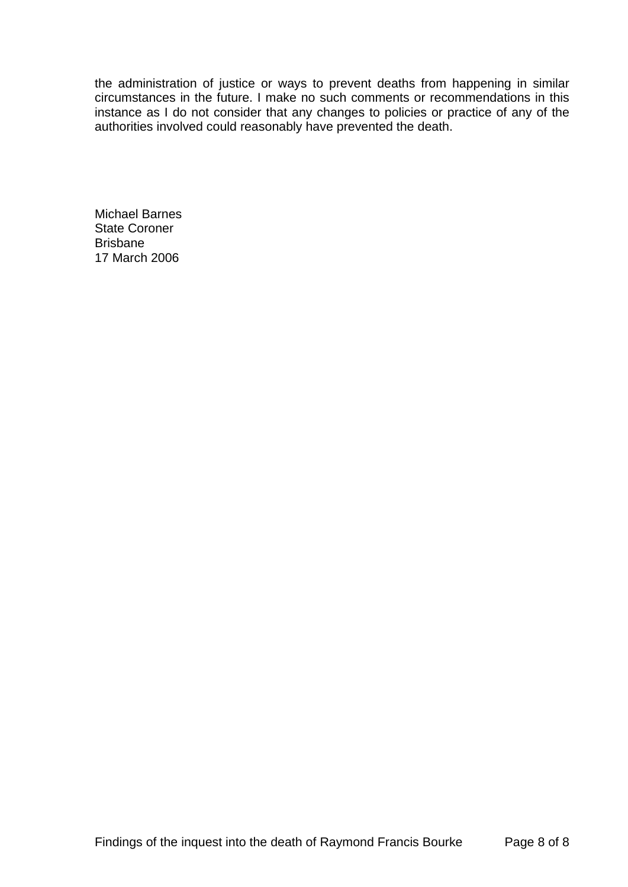the administration of justice or ways to prevent deaths from happening in similar circumstances in the future. I make no such comments or recommendations in this instance as I do not consider that any changes to policies or practice of any of the authorities involved could reasonably have prevented the death.

Michael Barnes
State Coroner
Brisbane
17 March 2006